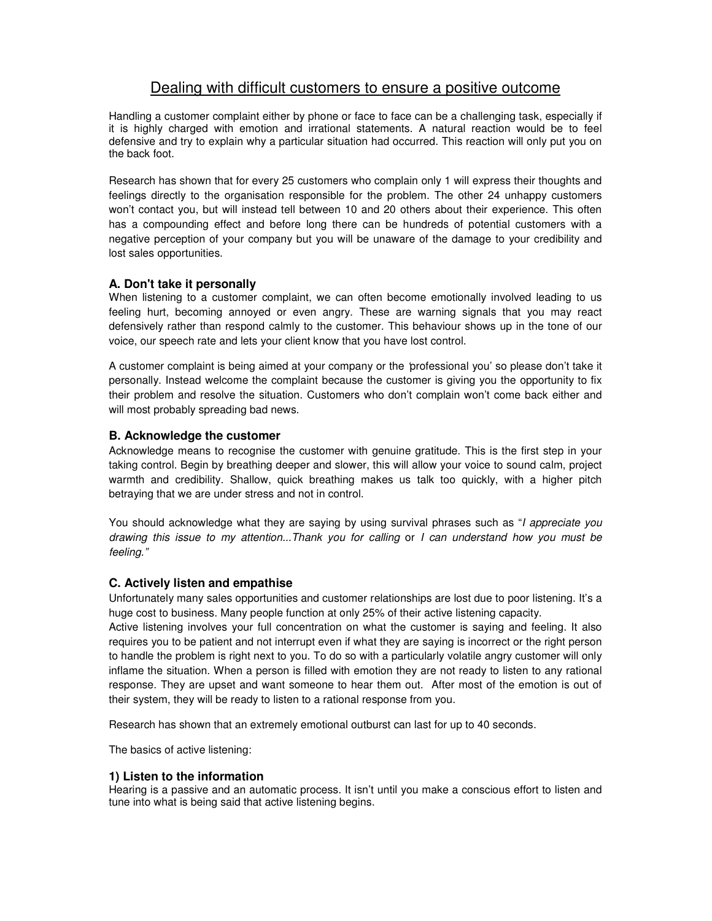# Dealing with difficult customers to ensure a positive outcome

Handling a customer complaint either by phone or face to face can be a challenging task, especially if it is highly charged with emotion and irrational statements. A natural reaction would be to feel defensive and try to explain why a particular situation had occurred. This reaction will only put you on the back foot.

Research has shown that for every 25 customers who complain only 1 will express their thoughts and feelings directly to the organisation responsible for the problem. The other 24 unhappy customers won't contact you, but will instead tell between 10 and 20 others about their experience. This often has a compounding effect and before long there can be hundreds of potential customers with a negative perception of your company but you will be unaware of the damage to your credibility and lost sales opportunities.

### A. Don't take it personally

When listening to a customer complaint, we can often become emotionally involved leading to us feeling hurt, becoming annoyed or even angry. These are warning signals that you may react defensively rather than respond calmly to the customer. This behaviour shows up in the tone of our voice, our speech rate and lets your client know that you have lost control.

A customer complaint is being aimed at your company or the 'professional you' so please don't take it personally. Instead welcome the complaint because the customer is giving you the opportunity to fix their problem and resolve the situation. Customers who don't complain won't come back either and will most probably spreading bad news.

### B. Acknowledge the customer

Acknowledge means to recognise the customer with genuine gratitude. This is the first step in your taking control. Begin by breathing deeper and slower, this will allow your voice to sound calm, project warmth and credibility. Shallow, quick breathing makes us talk too quickly, with a higher pitch betraying that we are under stress and not in control.

You should acknowledge what they are saying by using survival phrases such as "*I appreciate you drawing this issue to my attention...Thank you for calling* or *I can understand how you must be feeling."*

### C. Actively listen and empathise

Unfortunately many sales opportunities and customer relationships are lost due to poor listening. It's a huge cost to business. Many people function at only 25% of their active listening capacity.

Active listening involves your full concentration on what the customer is saying and feeling. It also requires you to be patient and not interrupt even if what they are saying is incorrect or the right person to handle the problem is right next to you. To do so with a particularly volatile angry customer will only inflame the situation. When a person is filled with emotion they are not ready to listen to any rational response. They are upset and want someone to hear them out. After most of the emotion is out of their system, they will be ready to listen to a rational response from you.

Research has shown that an extremely emotional outburst can last for up to 40 seconds.

The basics of active listening:

#### 1) Listen to the information

Hearing is a passive and an automatic process. It isn't until you make a conscious effort to listen and tune into what is being said that active listening begins.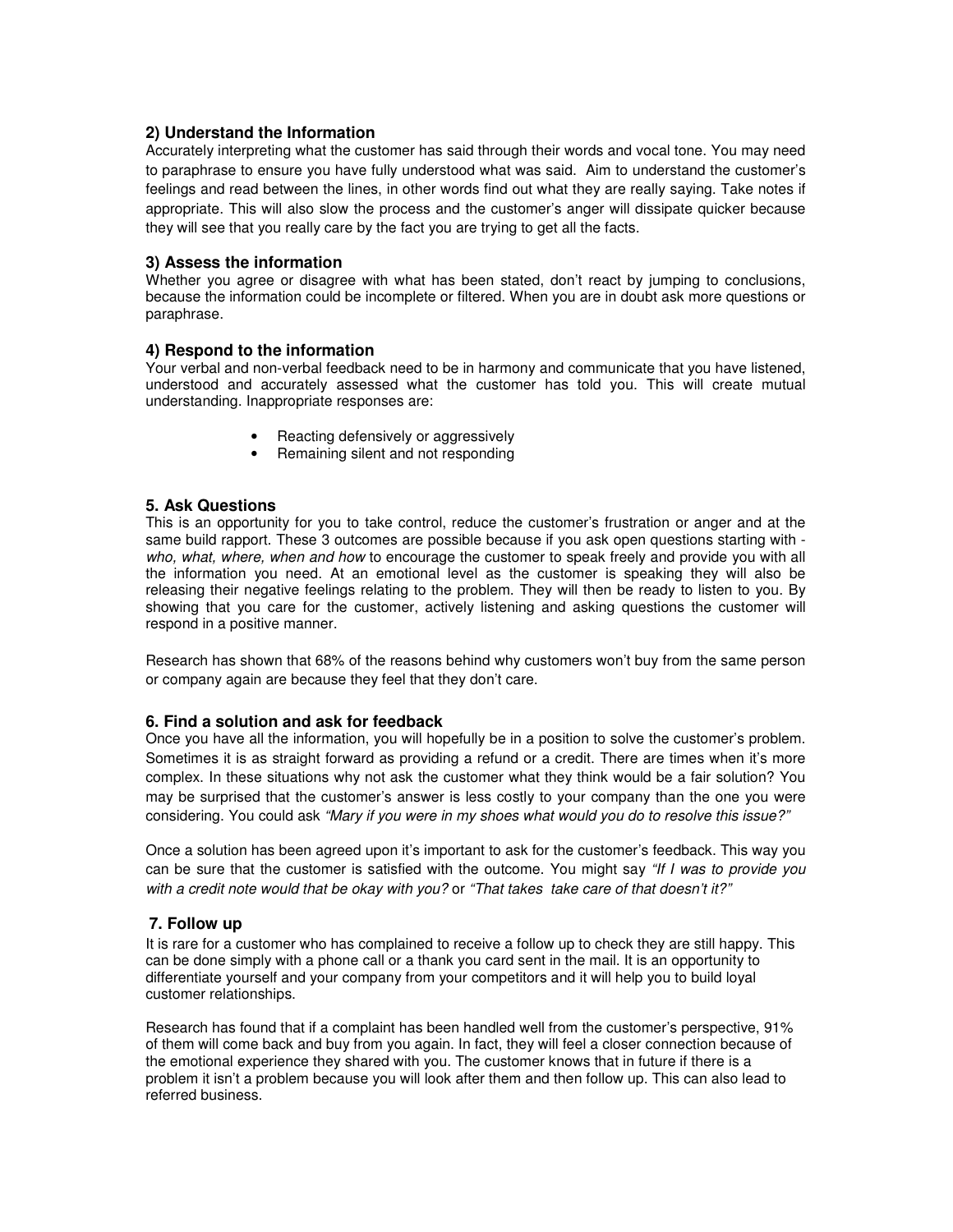### 2) Understand the Information

Accurately interpreting what the customer has said through their words and vocal tone. You may need to paraphrase to ensure you have fully understood what was said. Aim to understand the customer's feelings and read between the lines, in other words find out what they are really saying. Take notes if appropriate. This will also slow the process and the customer's anger will dissipate quicker because they will see that you really care by the fact you are trying to get all the facts.

### 3) Assess the information

Whether you agree or disagree with what has been stated, don't react by jumping to conclusions, because the information could be incomplete or filtered. When you are in doubt ask more questions or paraphrase.

### 4) Respond to the information

Your verbal and non-verbal feedback need to be in harmony and communicate that you have listened, understood and accurately assessed what the customer has told you. This will create mutual understanding. Inappropriate responses are:

- Reacting defensively or aggressively
- Remaining silent and not responding

### 5. Ask Questions

This is an opportunity for you to take control, reduce the customer's frustration or anger and at the same build rapport. These 3 outcomes are possible because if you ask open questions starting with - *who, what, where, when and how* to encourage the customer to speak freely and provide you with all the information you need. At an emotional level as the customer is speaking they will also be releasing their negative feelings relating to the problem. They will then be ready to listen to you. By showing that you care for the customer, actively listening and asking questions the customer will respond in a positive manner.

Research has shown that 68% of the reasons behind why customers won't buy from the same person or company again are because they feel that they don't care.

### 6. Find a solution and ask for feedback

Once you have all the information, you will hopefully be in a position to solve the customer's problem. Sometimes it is as straight forward as providing a refund or a credit. There are times when it's more complex. In these situations why not ask the customer what they think would be a fair solution? You may be surprised that the customer's answer is less costly to your company than the one you were considering. You could ask *"Mary if you were in my shoes what would you do to resolve this issue?"*

Once a solution has been agreed upon it's important to ask for the customer's feedback. This way you can be sure that the customer is satisfied with the outcome. You might say *"If I was to provide you with a credit note would that be okay with you?* or *"That takes take care of that doesn't it?"*

### 7. Follow up

It is rare for a customer who has complained to receive a follow up to check they are still happy. This can be done simply with a phone call or a thank you card sent in the mail. It is an opportunity to differentiate yourself and your company from your competitors and it will help you to build loyal customer relationships.

Research has found that if a complaint has been handled well from the customer's perspective, 91% of them will come back and buy from you again. In fact, they will feel a closer connection because of the emotional experience they shared with you. The customer knows that in future if there is a problem it isn't a problem because you will look after them and then follow up. This can also lead to referred business.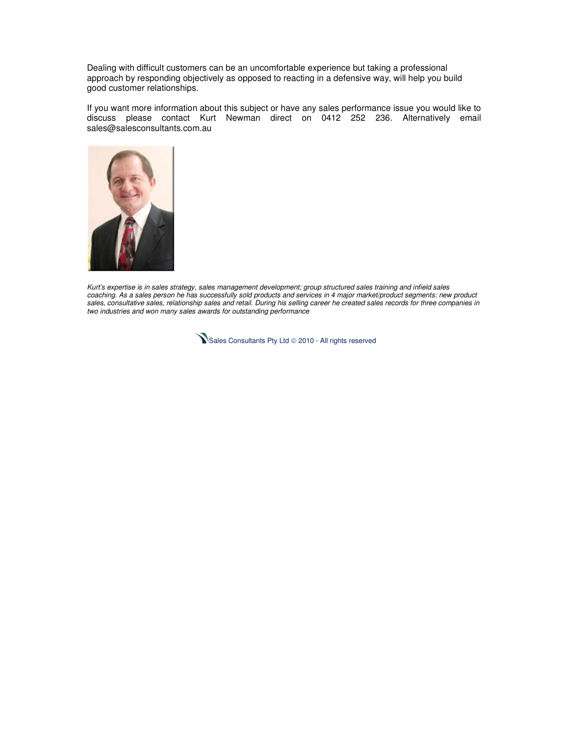Dealing with difficult customers can be an uncomfortable experience but taking a professional approach by responding objectively as opposed to reacting in a defensive way, will help you build good customer relationships.

If you want more information about this subject or have any sales performance issue you would like to discuss please contact Kurt Newman direct on 0412 252 236. Alternatively email sales@salesconsultants.com.au

*Kurt's expertise is in sales strategy, sales management development; group structured sales training and infield sales coaching. As a sales person he has successfully sold products and services in 4 major market/product segments: new product sales, consultative sales, relationship sales and retail. During his selling career he created sales records for three companies in two industries and won many sales awards for outstanding performance*

Sales Consultants Pty Ltd © 2010 - All rights reserved